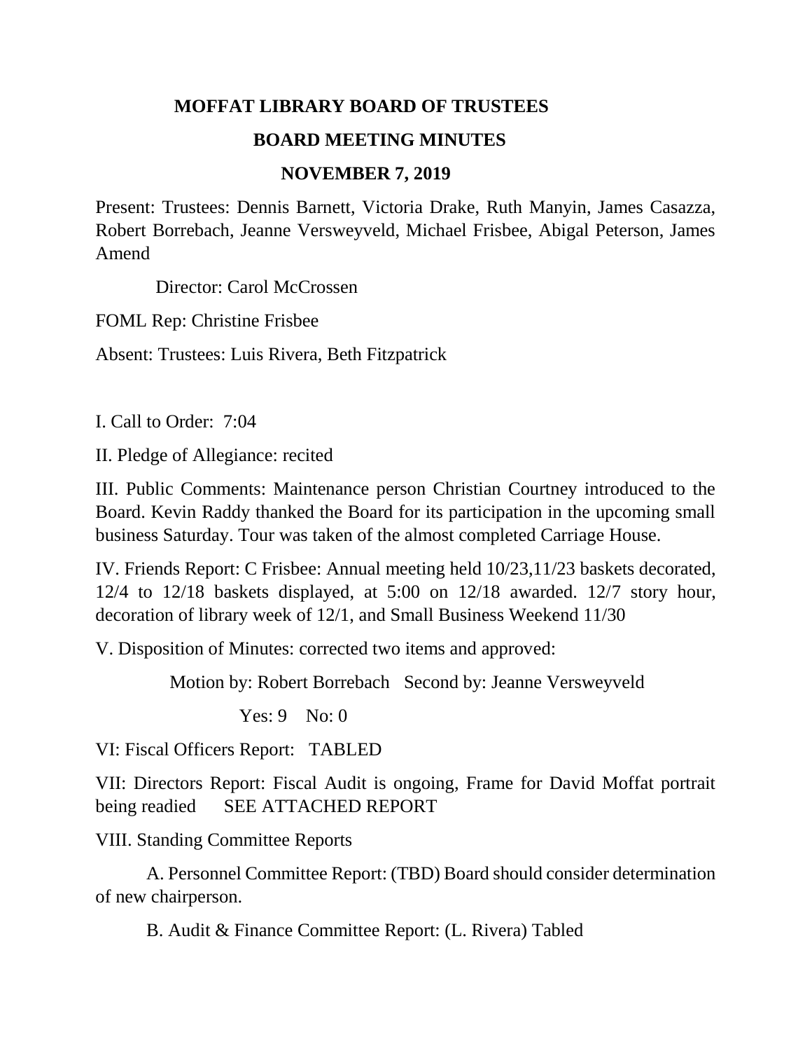# MOFFAT LIBRARY BOARD OF TRUSTEES

## BOARD MEETING MINUTES

## NOVEMBER 7, 2019

Present: Trustees: Dennis Barnett, Victoria Drake, Ruth Manyin, James Casazza, Robert Borrebach, Jeanne Versweyveld, Michael Frisbee, Abigal Peterson, James Amend

Director: Carol McCrossen

FOML Rep: Christine Frisbee

Absent: Trustees: Luis Rivera, Beth Fitzpatrick

I. Call to Order: 7:04

II. Pledge of Allegiance: recited

III. Public Comments: Maintenance person Christian Courtney introduced to the Board. Kevin Raddy thanked the Board for its participation in the upcoming small business Saturday. Tour was taken of the almost completed Carriage House.

IV. Friends Report: C Frisbee: Annual meeting held 10/23,11/23 baskets decorated, 12/4 to 12/18 baskets displayed, at 5:00 on 12/18 awarded. 12/7 story hour, decoration of library week of 12/1, and Small Business Weekend 11/30

V. Disposition of Minutes: corrected two items and approved:

Motion by: Robert Borrebach Second by: Jeanne Versweyveld

Yes: 9 No: 0

VI: Fiscal Officers Report: TABLED

VII: Directors Report: Fiscal Audit is ongoing, Frame for David Moffat portrait being readied SEE ATTACHED REPORT

VIII. Standing Committee Reports

A. Personnel Committee Report: (TBD) Board should consider determination of new chairperson.

B. Audit & Finance Committee Report: (L. Rivera) Tabled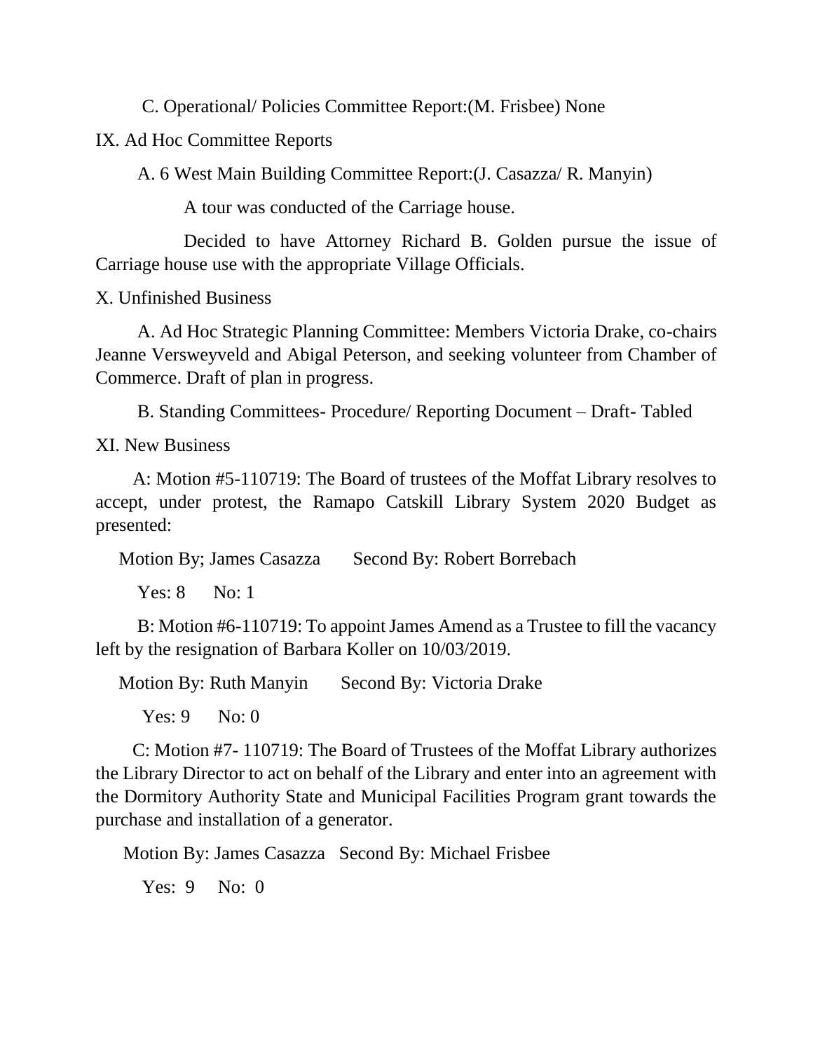C. Operational/ Policies Committee Report:(M. Frisbee) None

IX. Ad Hoc Committee Reports

A. 6 West Main Building Committee Report:(J. Casazza/ R. Manyin)

A tour was conducted of the Carriage house.

Decided to have Attorney Richard B. Golden pursue the issue of Carriage house use with the appropriate Village Officials.

X. Unfinished Business

A. Ad Hoc Strategic Planning Committee: Members Victoria Drake, co-chairs Jeanne Versweyveld and Abigal Peterson, and seeking volunteer from Chamber of Commerce. Draft of plan in progress.

B. Standing Committees- Procedure/ Reporting Document – Draft- Tabled

XI. New Business

A: Motion #5-110719: The Board of trustees of the Moffat Library resolves to accept, under protest, the Ramapo Catskill Library System 2020 Budget as presented:

Motion By; James Casazza  Second By: Robert Borrebach

Yes: 8  No: 1

B: Motion #6-110719: To appoint James Amend as a Trustee to fill the vacancy left by the resignation of Barbara Koller on 10/03/2019.

Motion By: Ruth Manyin  Second By: Victoria Drake

Yes: 9  No: 0

C: Motion #7- 110719: The Board of Trustees of the Moffat Library authorizes the Library Director to act on behalf of the Library and enter into an agreement with the Dormitory Authority State and Municipal Facilities Program grant towards the purchase and installation of a generator.

Motion By: James Casazza  Second By: Michael Frisbee

Yes: 9  No: 0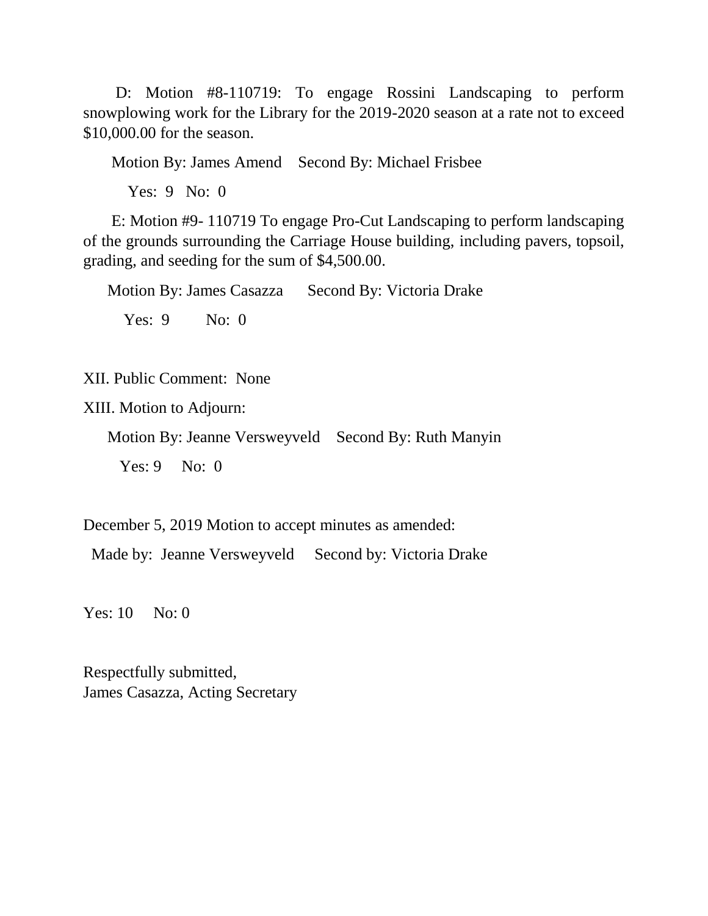D: Motion #8-110719: To engage Rossini Landscaping to perform snowplowing work for the Library for the 2019-2020 season at a rate not to exceed $10,000.00 for the season.

Motion By: James Amend    Second By: Michael Frisbee

Yes: 9   No: 0

E: Motion #9- 110719 To engage Pro-Cut Landscaping to perform landscaping of the grounds surrounding the Carriage House building, including pavers, topsoil, grading, and seeding for the sum of $4,500.00.

Motion By: James Casazza    Second By: Victoria Drake

Yes: 9    No: 0

XII. Public Comment: None

XIII. Motion to Adjourn:

Motion By: Jeanne Versweyveld    Second By: Ruth Manyin

Yes: 9    No: 0

December 5, 2019 Motion to accept minutes as amended:

Made by: Jeanne Versweyveld    Second by: Victoria Drake

Yes: 10    No: 0

Respectfully submitted,
James Casazza, Acting Secretary